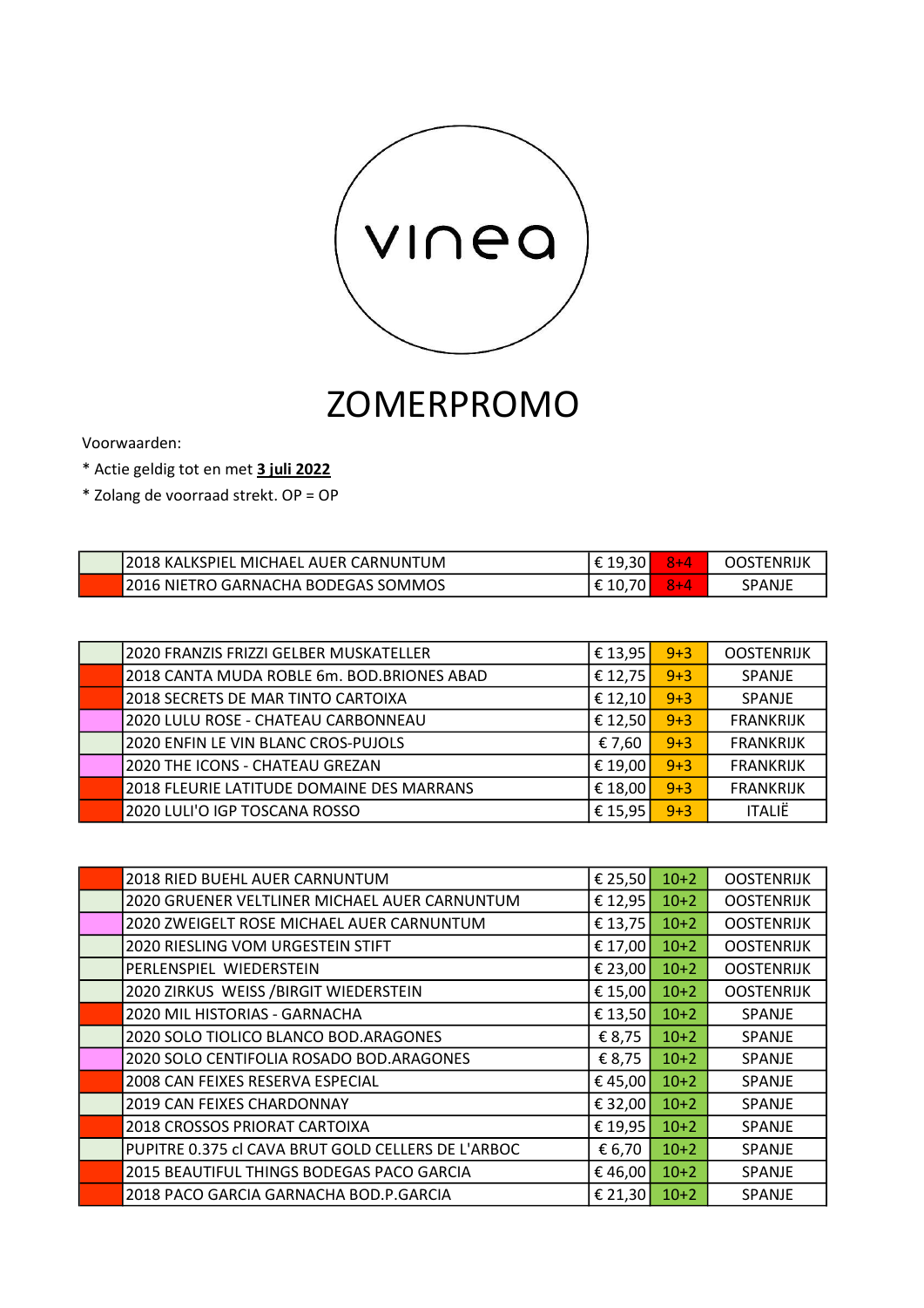vinea

# ZOMERPROMO

Voorwaarden:

* Actie geldig tot en met **3 juli 2022**
* Zolang de voorraad strekt. OP = OP

| | | | | |
|---|---|---|---|---|
| | 2018 KALKSPIEL MICHAEL AUER CARNUNTUM | € 19,30 | 8+4 | OOSTENRIJK |
| | 2016 NIETRO GARNACHA BODEGAS SOMMOS | € 10,70 | 8+4 | SPANJE |

| | | | | |
|---|---|---|---|---|
| | 2020 FRANZIS FRIZZI GELBER MUSKATELLER | € 13,95 | 9+3 | OOSTENRIJK |
| | 2018 CANTA MUDA ROBLE 6m. BOD.BRIONES ABAD | € 12,75 | 9+3 | SPANJE |
| | 2018 SECRETS DE MAR TINTO CARTOIXA | € 12,10 | 9+3 | SPANJE |
| | 2020 LULU ROSE - CHATEAU CARBONNEAU | € 12,50 | 9+3 | FRANKRIJK |
| | 2020 ENFIN LE VIN BLANC CROS-PUJOLS | € 7,60 | 9+3 | FRANKRIJK |
| | 2020 THE ICONS - CHATEAU GREZAN | € 19,00 | 9+3 | FRANKRIJK |
| | 2018 FLEURIE LATITUDE DOMAINE DES MARRANS | € 18,00 | 9+3 | FRANKRIJK |
| | 2020 LULI'O IGP TOSCANA ROSSO | € 15,95 | 9+3 | ITALIË |

| | | | | |
|---|---|---|---|---|
| | 2018 RIED BUEHL AUER CARNUNTUM | € 25,50 | 10+2 | OOSTENRIJK |
| | 2020 GRUENER VELTLINER MICHAEL AUER CARNUNTUM | € 12,95 | 10+2 | OOSTENRIJK |
| | 2020 ZWEIGELT ROSE MICHAEL AUER CARNUNTUM | € 13,75 | 10+2 | OOSTENRIJK |
| | 2020 RIESLING VOM URGESTEIN STIFT | € 17,00 | 10+2 | OOSTENRIJK |
| | PERLENSPIEL WIEDERSTEIN | € 23,00 | 10+2 | OOSTENRIJK |
| | 2020 ZIRKUS WEISS /BIRGIT WIEDERSTEIN | € 15,00 | 10+2 | OOSTENRIJK |
| | 2020 MIL HISTORIAS - GARNACHA | € 13,50 | 10+2 | SPANJE |
| | 2020 SOLO TIOLICO BLANCO BOD.ARAGONES | € 8,75 | 10+2 | SPANJE |
| | 2020 SOLO CENTIFOLIA ROSADO BOD.ARAGONES | € 8,75 | 10+2 | SPANJE |
| | 2008 CAN FEIXES RESERVA ESPECIAL | € 45,00 | 10+2 | SPANJE |
| | 2019 CAN FEIXES CHARDONNAY | € 32,00 | 10+2 | SPANJE |
| | 2018 CROSSOS PRIORAT CARTOIXA | € 19,95 | 10+2 | SPANJE |
| | PUPITRE 0.375 cl CAVA BRUT GOLD CELLERS DE L'ARBOC | € 6,70 | 10+2 | SPANJE |
| | 2015 BEAUTIFUL THINGS BODEGAS PACO GARCIA | € 46,00 | 10+2 | SPANJE |
| | 2018 PACO GARCIA GARNACHA BOD.P.GARCIA | € 21,30 | 10+2 | SPANJE |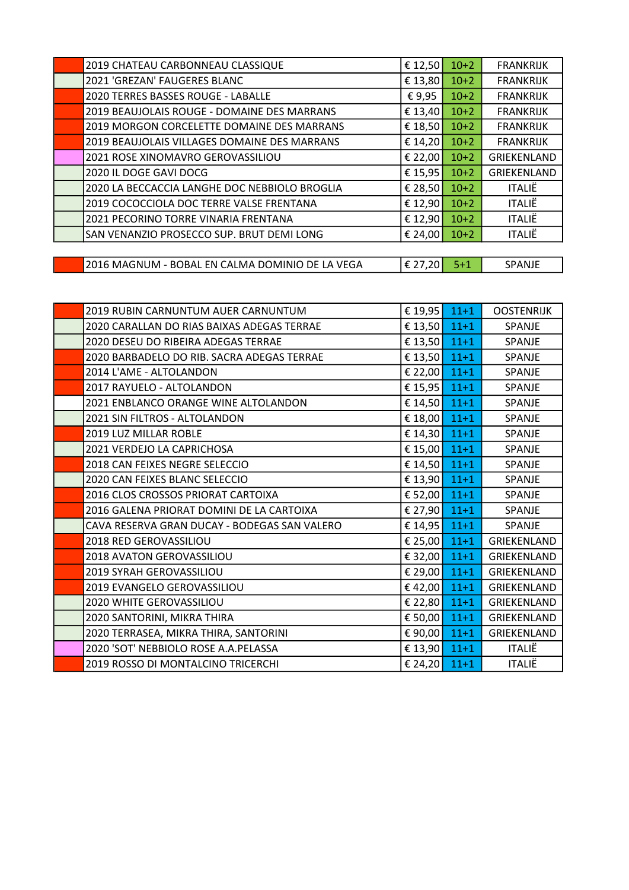| | | | | |
|---|---|---|---|---|
| | 2019 CHATEAU CARBONNEAU CLASSIQUE | € 12,50 | 10+2 | FRANKRIJK |
| | 2021 'GREZAN' FAUGERES BLANC | € 13,80 | 10+2 | FRANKRIJK |
| | 2020 TERRES BASSES ROUGE - LABALLE | € 9,95 | 10+2 | FRANKRIJK |
| | 2019 BEAUJOLAIS ROUGE - DOMAINE DES MARRANS | € 13,40 | 10+2 | FRANKRIJK |
| | 2019 MORGON CORCELETTE DOMAINE DES MARRANS | € 18,50 | 10+2 | FRANKRIJK |
| | 2019 BEAUJOLAIS VILLAGES DOMAINE DES MARRANS | € 14,20 | 10+2 | FRANKRIJK |
| | 2021 ROSE XINOMAVRO GEROVASSILIOU | € 22,00 | 10+2 | GRIEKENLAND |
| | 2020 IL DOGE GAVI DOCG | € 15,95 | 10+2 | GRIEKENLAND |
| | 2020 LA BECCACCIA LANGHE DOC NEBBIOLO BROGLIA | € 28,50 | 10+2 | ITALIË |
| | 2019 COCOCCIOLA DOC TERRE VALSE FRENTANA | € 12,90 | 10+2 | ITALIË |
| | 2021 PECORINO TORRE VINARIA FRENTANA | € 12,90 | 10+2 | ITALIË |
| | SAN VENANZIO PROSECCO SUP. BRUT DEMI LONG | € 24,00 | 10+2 | ITALIË |

| | | | | |
|---|---|---|---|---|
| | 2016 MAGNUM - BOBAL EN CALMA DOMINIO DE LA VEGA | € 27,20 | 5+1 | SPANJE |

| | | | | |
|---|---|---|---|---|
| | 2019 RUBIN CARNUNTUM AUER CARNUNTUM | € 19,95 | 11+1 | OOSTENRIJK |
| | 2020 CARALLAN DO RIAS BAIXAS ADEGAS TERRAE | € 13,50 | 11+1 | SPANJE |
| | 2020 DESEU DO RIBEIRA ADEGAS TERRAE | € 13,50 | 11+1 | SPANJE |
| | 2020 BARBADELO DO RIB. SACRA ADEGAS TERRAE | € 13,50 | 11+1 | SPANJE |
| | 2014 L'AME - ALTOLANDON | € 22,00 | 11+1 | SPANJE |
| | 2017 RAYUELO - ALTOLANDON | € 15,95 | 11+1 | SPANJE |
| | 2021 ENBLANCO ORANGE WINE ALTOLANDON | € 14,50 | 11+1 | SPANJE |
| | 2021 SIN FILTROS - ALTOLANDON | € 18,00 | 11+1 | SPANJE |
| | 2019 LUZ MILLAR ROBLE | € 14,30 | 11+1 | SPANJE |
| | 2021 VERDEJO LA CAPRICHOSA | € 15,00 | 11+1 | SPANJE |
| | 2018 CAN FEIXES NEGRE SELECCIO | € 14,50 | 11+1 | SPANJE |
| | 2020 CAN FEIXES BLANC SELECCIO | € 13,90 | 11+1 | SPANJE |
| | 2016 CLOS CROSSOS PRIORAT CARTOIXA | € 52,00 | 11+1 | SPANJE |
| | 2016 GALENA PRIORAT DOMINI DE LA CARTOIXA | € 27,90 | 11+1 | SPANJE |
| | CAVA RESERVA GRAN DUCAY - BODEGAS SAN VALERO | € 14,95 | 11+1 | SPANJE |
| | 2018 RED GEROVASSILIOU | € 25,00 | 11+1 | GRIEKENLAND |
| | 2018 AVATON GEROVASSILIOU | € 32,00 | 11+1 | GRIEKENLAND |
| | 2019 SYRAH GEROVASSILIOU | € 29,00 | 11+1 | GRIEKENLAND |
| | 2019 EVANGELO GEROVASSILIOU | € 42,00 | 11+1 | GRIEKENLAND |
| | 2020 WHITE GEROVASSILIOU | € 22,80 | 11+1 | GRIEKENLAND |
| | 2020 SANTORINI, MIKRA THIRA | € 50,00 | 11+1 | GRIEKENLAND |
| | 2020 TERRASEA, MIKRA THIRA, SANTORINI | € 90,00 | 11+1 | GRIEKENLAND |
| | 2020 'SOT' NEBBIOLO ROSE A.A.PELASSA | € 13,90 | 11+1 | ITALIË |
| | 2019 ROSSO DI MONTALCINO TRICERCHI | € 24,20 | 11+1 | ITALIË |